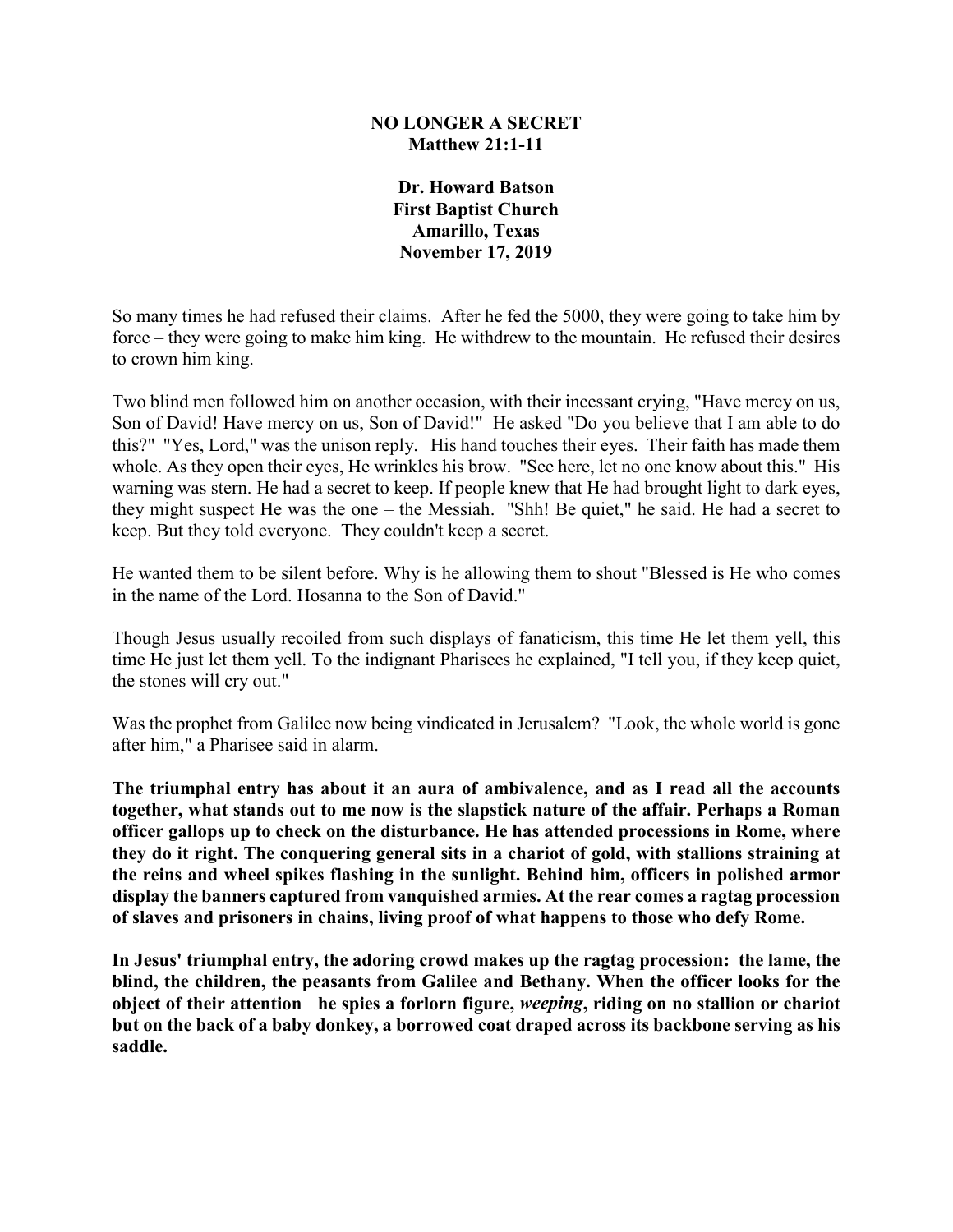**NO LONGER A SECRET**
**Matthew 21:1-11**

**Dr. Howard Batson**
**First Baptist Church**
**Amarillo, Texas**
**November 17, 2019**

So many times he had refused their claims. After he fed the 5000, they were going to take him by force – they were going to make him king. He withdrew to the mountain. He refused their desires to crown him king.

Two blind men followed him on another occasion, with their incessant crying, "Have mercy on us, Son of David! Have mercy on us, Son of David!" He asked "Do you believe that I am able to do this?" "Yes, Lord," was the unison reply. His hand touches their eyes. Their faith has made them whole. As they open their eyes, He wrinkles his brow. "See here, let no one know about this." His warning was stern. He had a secret to keep. If people knew that He had brought light to dark eyes, they might suspect He was the one – the Messiah. "Shh! Be quiet," he said. He had a secret to keep. But they told everyone. They couldn't keep a secret.

He wanted them to be silent before. Why is he allowing them to shout "Blessed is He who comes in the name of the Lord. Hosanna to the Son of David."

Though Jesus usually recoiled from such displays of fanaticism, this time He let them yell, this time He just let them yell. To the indignant Pharisees he explained, "I tell you, if they keep quiet, the stones will cry out."

Was the prophet from Galilee now being vindicated in Jerusalem? "Look, the whole world is gone after him," a Pharisee said in alarm.

**The triumphal entry has about it an aura of ambivalence, and as I read all the accounts together, what stands out to me now is the slapstick nature of the affair. Perhaps a Roman officer gallops up to check on the disturbance. He has attended processions in Rome, where they do it right. The conquering general sits in a chariot of gold, with stallions straining at the reins and wheel spikes flashing in the sunlight. Behind him, officers in polished armor display the banners captured from vanquished armies. At the rear comes a ragtag procession of slaves and prisoners in chains, living proof of what happens to those who defy Rome.**

**In Jesus' triumphal entry, the adoring crowd makes up the ragtag procession: the lame, the blind, the children, the peasants from Galilee and Bethany. When the officer looks for the object of their attention he spies a forlorn figure, *weeping*, riding on no stallion or chariot but on the back of a baby donkey, a borrowed coat draped across its backbone serving as his saddle.**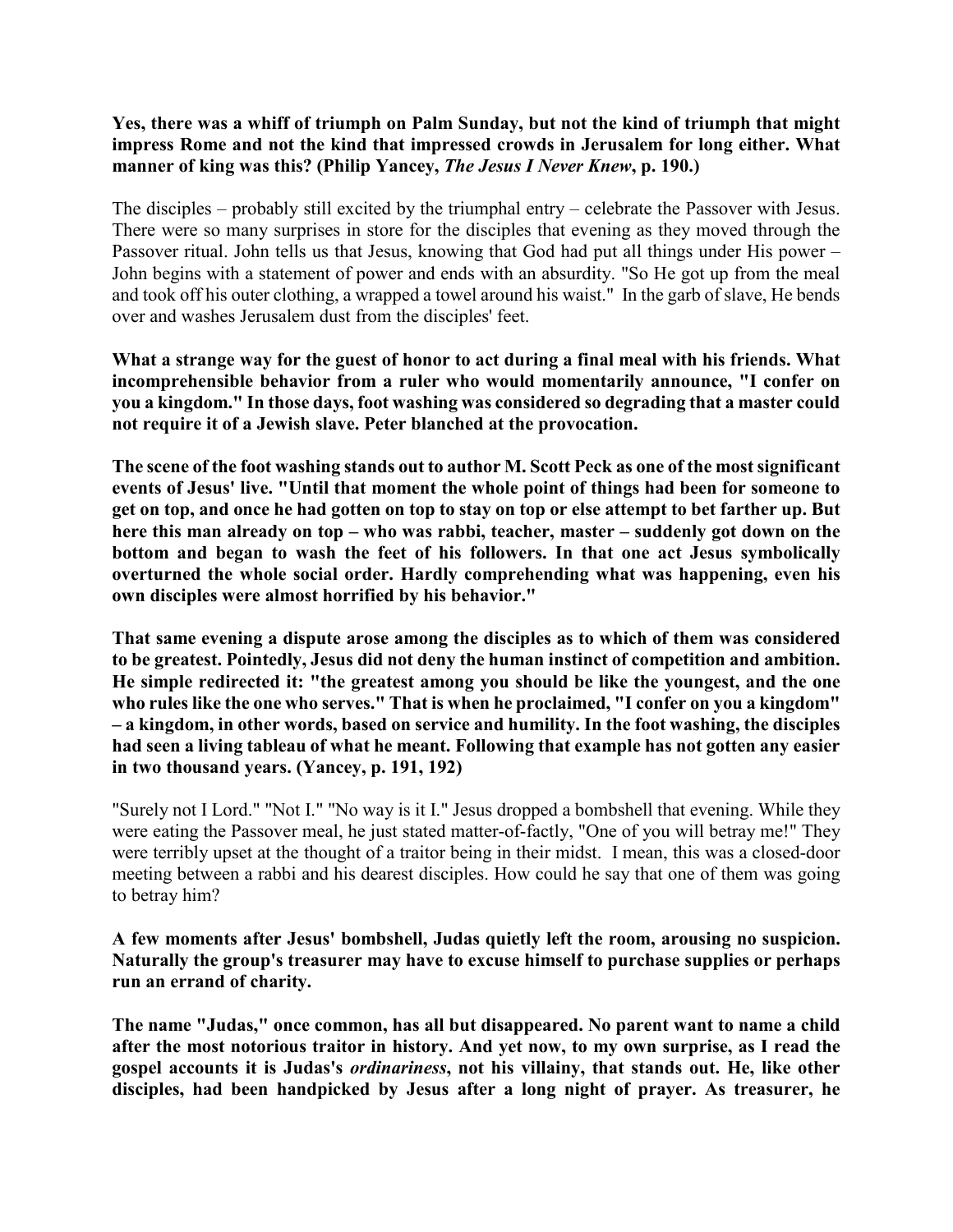**Yes, there was a whiff of triumph on Palm Sunday, but not the kind of triumph that might impress Rome and not the kind that impressed crowds in Jerusalem for long either. What manner of king was this? (Philip Yancey, *The Jesus I Never Knew*, p. 190.)**

The disciples – probably still excited by the triumphal entry – celebrate the Passover with Jesus. There were so many surprises in store for the disciples that evening as they moved through the Passover ritual. John tells us that Jesus, knowing that God had put all things under His power – John begins with a statement of power and ends with an absurdity. "So He got up from the meal and took off his outer clothing, a wrapped a towel around his waist." In the garb of slave, He bends over and washes Jerusalem dust from the disciples' feet.

**What a strange way for the guest of honor to act during a final meal with his friends. What incomprehensible behavior from a ruler who would momentarily announce, "I confer on you a kingdom." In those days, foot washing was considered so degrading that a master could not require it of a Jewish slave. Peter blanched at the provocation.**

**The scene of the foot washing stands out to author M. Scott Peck as one of the most significant events of Jesus' live. "Until that moment the whole point of things had been for someone to get on top, and once he had gotten on top to stay on top or else attempt to bet farther up. But here this man already on top – who was rabbi, teacher, master – suddenly got down on the bottom and began to wash the feet of his followers. In that one act Jesus symbolically overturned the whole social order. Hardly comprehending what was happening, even his own disciples were almost horrified by his behavior."**

**That same evening a dispute arose among the disciples as to which of them was considered to be greatest. Pointedly, Jesus did not deny the human instinct of competition and ambition. He simple redirected it: "the greatest among you should be like the youngest, and the one who rules like the one who serves." That is when he proclaimed, "I confer on you a kingdom" – a kingdom, in other words, based on service and humility. In the foot washing, the disciples had seen a living tableau of what he meant. Following that example has not gotten any easier in two thousand years. (Yancey, p. 191, 192)**

"Surely not I Lord." "Not I." "No way is it I." Jesus dropped a bombshell that evening. While they were eating the Passover meal, he just stated matter-of-factly, "One of you will betray me!" They were terribly upset at the thought of a traitor being in their midst. I mean, this was a closed-door meeting between a rabbi and his dearest disciples. How could he say that one of them was going to betray him?

**A few moments after Jesus' bombshell, Judas quietly left the room, arousing no suspicion. Naturally the group's treasurer may have to excuse himself to purchase supplies or perhaps run an errand of charity.**

**The name "Judas," once common, has all but disappeared. No parent want to name a child after the most notorious traitor in history. And yet now, to my own surprise, as I read the gospel accounts it is Judas's *ordinariness*, not his villainy, that stands out. He, like other disciples, had been handpicked by Jesus after a long night of prayer. As treasurer, he**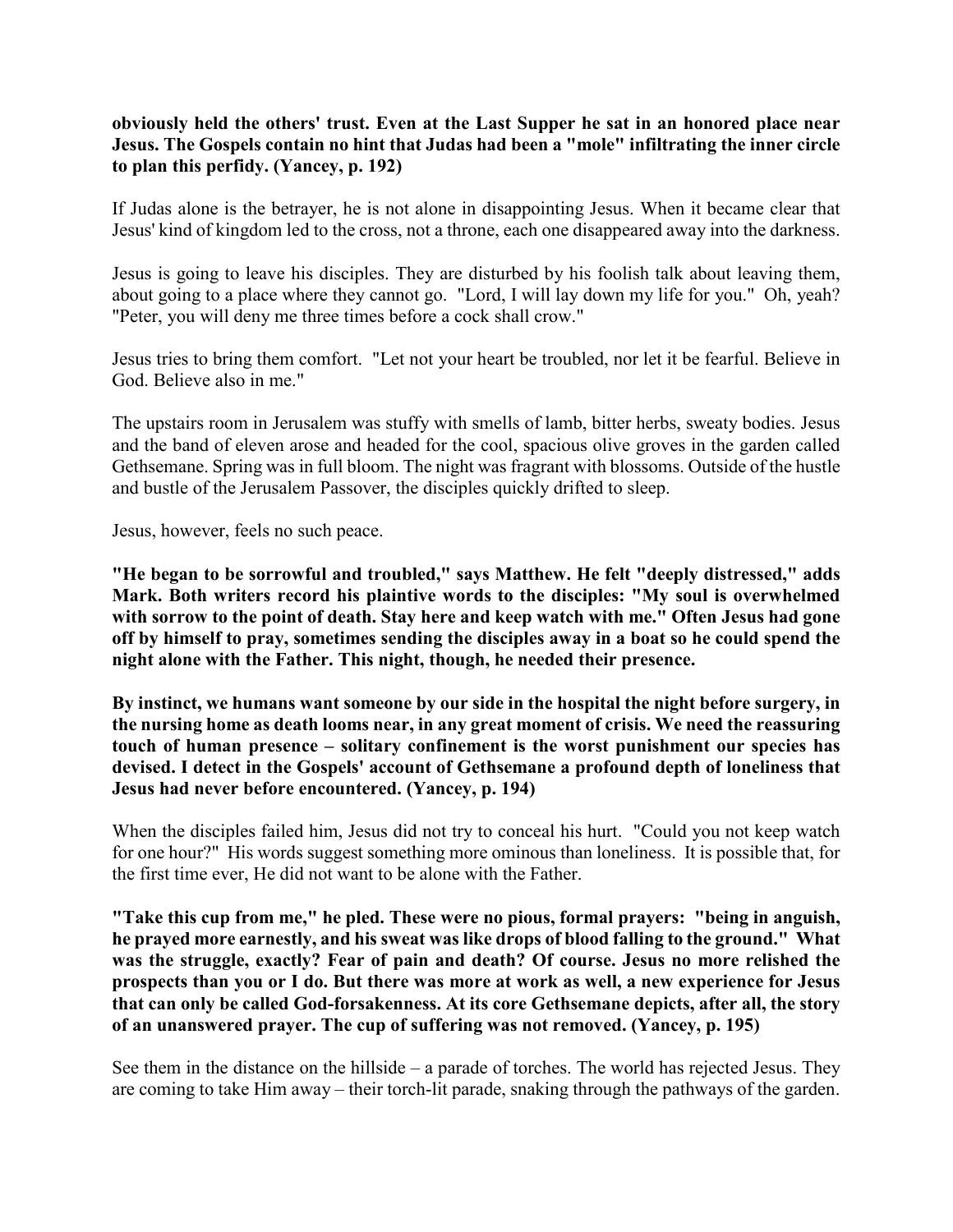**obviously held the others' trust. Even at the Last Supper he sat in an honored place near Jesus. The Gospels contain no hint that Judas had been a "mole" infiltrating the inner circle to plan this perfidy. (Yancey, p. 192)**

If Judas alone is the betrayer, he is not alone in disappointing Jesus. When it became clear that Jesus' kind of kingdom led to the cross, not a throne, each one disappeared away into the darkness.

Jesus is going to leave his disciples. They are disturbed by his foolish talk about leaving them, about going to a place where they cannot go. "Lord, I will lay down my life for you." Oh, yeah? "Peter, you will deny me three times before a cock shall crow."

Jesus tries to bring them comfort. "Let not your heart be troubled, nor let it be fearful. Believe in God. Believe also in me."

The upstairs room in Jerusalem was stuffy with smells of lamb, bitter herbs, sweaty bodies. Jesus and the band of eleven arose and headed for the cool, spacious olive groves in the garden called Gethsemane. Spring was in full bloom. The night was fragrant with blossoms. Outside of the hustle and bustle of the Jerusalem Passover, the disciples quickly drifted to sleep.

Jesus, however, feels no such peace.

**"He began to be sorrowful and troubled," says Matthew. He felt "deeply distressed," adds Mark. Both writers record his plaintive words to the disciples: "My soul is overwhelmed with sorrow to the point of death. Stay here and keep watch with me." Often Jesus had gone off by himself to pray, sometimes sending the disciples away in a boat so he could spend the night alone with the Father. This night, though, he needed their presence.**

**By instinct, we humans want someone by our side in the hospital the night before surgery, in the nursing home as death looms near, in any great moment of crisis. We need the reassuring touch of human presence – solitary confinement is the worst punishment our species has devised. I detect in the Gospels' account of Gethsemane a profound depth of loneliness that Jesus had never before encountered. (Yancey, p. 194)**

When the disciples failed him, Jesus did not try to conceal his hurt. "Could you not keep watch for one hour?" His words suggest something more ominous than loneliness. It is possible that, for the first time ever, He did not want to be alone with the Father.

**"Take this cup from me," he pled. These were no pious, formal prayers: "being in anguish, he prayed more earnestly, and his sweat was like drops of blood falling to the ground." What was the struggle, exactly? Fear of pain and death? Of course. Jesus no more relished the prospects than you or I do. But there was more at work as well, a new experience for Jesus that can only be called God-forsakenness. At its core Gethsemane depicts, after all, the story of an unanswered prayer. The cup of suffering was not removed. (Yancey, p. 195)**

See them in the distance on the hillside – a parade of torches. The world has rejected Jesus. They are coming to take Him away – their torch-lit parade, snaking through the pathways of the garden.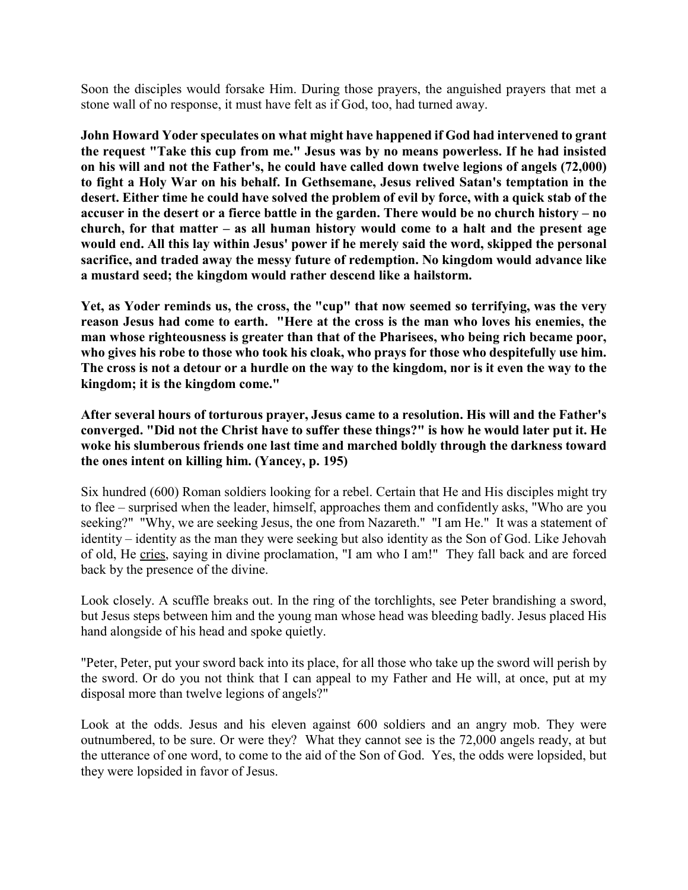Soon the disciples would forsake Him. During those prayers, the anguished prayers that met a stone wall of no response, it must have felt as if God, too, had turned away.

**John Howard Yoder speculates on what might have happened if God had intervened to grant the request "Take this cup from me." Jesus was by no means powerless. If he had insisted on his will and not the Father's, he could have called down twelve legions of angels (72,000) to fight a Holy War on his behalf. In Gethsemane, Jesus relived Satan's temptation in the desert. Either time he could have solved the problem of evil by force, with a quick stab of the accuser in the desert or a fierce battle in the garden. There would be no church history – no church, for that matter – as all human history would come to a halt and the present age would end. All this lay within Jesus' power if he merely said the word, skipped the personal sacrifice, and traded away the messy future of redemption. No kingdom would advance like a mustard seed; the kingdom would rather descend like a hailstorm.**

**Yet, as Yoder reminds us, the cross, the "cup" that now seemed so terrifying, was the very reason Jesus had come to earth. "Here at the cross is the man who loves his enemies, the man whose righteousness is greater than that of the Pharisees, who being rich became poor, who gives his robe to those who took his cloak, who prays for those who despitefully use him. The cross is not a detour or a hurdle on the way to the kingdom, nor is it even the way to the kingdom; it is the kingdom come."**

**After several hours of torturous prayer, Jesus came to a resolution. His will and the Father's converged. "Did not the Christ have to suffer these things?" is how he would later put it. He woke his slumberous friends one last time and marched boldly through the darkness toward the ones intent on killing him. (Yancey, p. 195)**

Six hundred (600) Roman soldiers looking for a rebel. Certain that He and His disciples might try to flee – surprised when the leader, himself, approaches them and confidently asks, "Who are you seeking?" "Why, we are seeking Jesus, the one from Nazareth." "I am He." It was a statement of identity – identity as the man they were seeking but also identity as the Son of God. Like Jehovah of old, He <u>cries</u>, saying in divine proclamation, "I am who I am!" They fall back and are forced back by the presence of the divine.

Look closely. A scuffle breaks out. In the ring of the torchlights, see Peter brandishing a sword, but Jesus steps between him and the young man whose head was bleeding badly. Jesus placed His hand alongside of his head and spoke quietly.

"Peter, Peter, put your sword back into its place, for all those who take up the sword will perish by the sword. Or do you not think that I can appeal to my Father and He will, at once, put at my disposal more than twelve legions of angels?"

Look at the odds. Jesus and his eleven against 600 soldiers and an angry mob. They were outnumbered, to be sure. Or were they? What they cannot see is the 72,000 angels ready, at but the utterance of one word, to come to the aid of the Son of God. Yes, the odds were lopsided, but they were lopsided in favor of Jesus.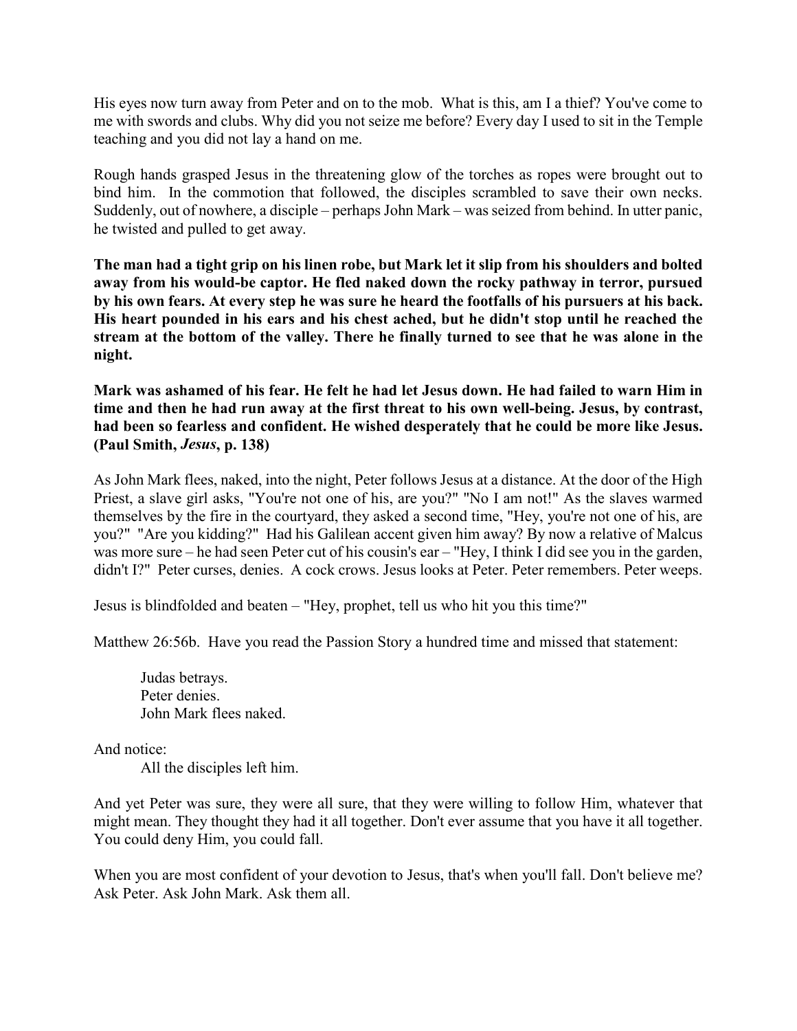His eyes now turn away from Peter and on to the mob. What is this, am I a thief? You've come to me with swords and clubs. Why did you not seize me before? Every day I used to sit in the Temple teaching and you did not lay a hand on me.

Rough hands grasped Jesus in the threatening glow of the torches as ropes were brought out to bind him. In the commotion that followed, the disciples scrambled to save their own necks. Suddenly, out of nowhere, a disciple – perhaps John Mark – was seized from behind. In utter panic, he twisted and pulled to get away.

**The man had a tight grip on his linen robe, but Mark let it slip from his shoulders and bolted away from his would-be captor. He fled naked down the rocky pathway in terror, pursued by his own fears. At every step he was sure he heard the footfalls of his pursuers at his back. His heart pounded in his ears and his chest ached, but he didn't stop until he reached the stream at the bottom of the valley. There he finally turned to see that he was alone in the night.**

**Mark was ashamed of his fear. He felt he had let Jesus down. He had failed to warn Him in time and then he had run away at the first threat to his own well-being. Jesus, by contrast, had been so fearless and confident. He wished desperately that he could be more like Jesus. (Paul Smith, *Jesus*, p. 138)**

As John Mark flees, naked, into the night, Peter follows Jesus at a distance. At the door of the High Priest, a slave girl asks, "You're not one of his, are you?" "No I am not!" As the slaves warmed themselves by the fire in the courtyard, they asked a second time, "Hey, you're not one of his, are you?" "Are you kidding?" Had his Galilean accent given him away? By now a relative of Malcus was more sure – he had seen Peter cut of his cousin's ear – "Hey, I think I did see you in the garden, didn't I?" Peter curses, denies. A cock crows. Jesus looks at Peter. Peter remembers. Peter weeps.

Jesus is blindfolded and beaten – "Hey, prophet, tell us who hit you this time?"

Matthew 26:56b. Have you read the Passion Story a hundred time and missed that statement:

> Judas betrays.
> Peter denies.
> John Mark flees naked.

And notice:

> All the disciples left him.

And yet Peter was sure, they were all sure, that they were willing to follow Him, whatever that might mean. They thought they had it all together. Don't ever assume that you have it all together. You could deny Him, you could fall.

When you are most confident of your devotion to Jesus, that's when you'll fall. Don't believe me? Ask Peter. Ask John Mark. Ask them all.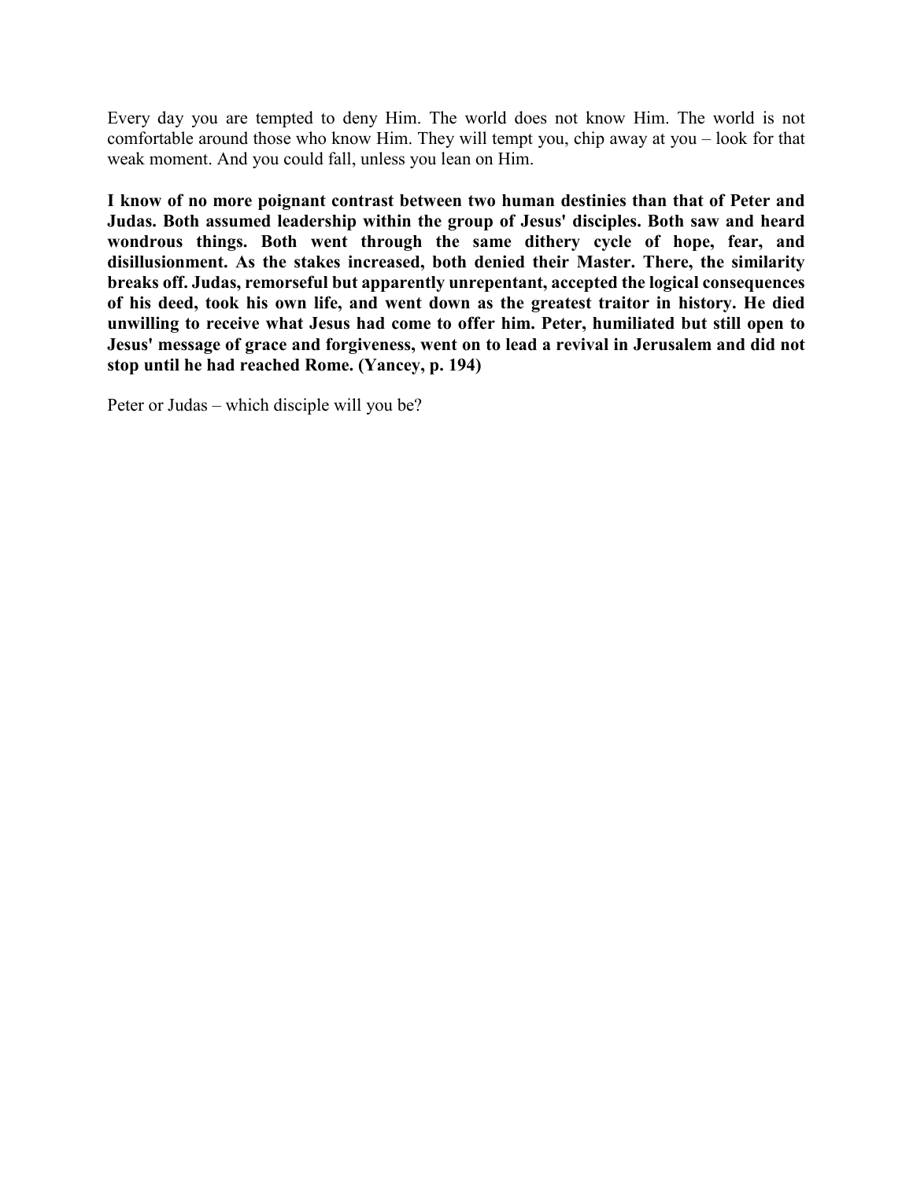Every day you are tempted to deny Him. The world does not know Him. The world is not comfortable around those who know Him. They will tempt you, chip away at you – look for that weak moment. And you could fall, unless you lean on Him.

**I know of no more poignant contrast between two human destinies than that of Peter and Judas. Both assumed leadership within the group of Jesus' disciples. Both saw and heard wondrous things. Both went through the same dithery cycle of hope, fear, and disillusionment. As the stakes increased, both denied their Master. There, the similarity breaks off. Judas, remorseful but apparently unrepentant, accepted the logical consequences of his deed, took his own life, and went down as the greatest traitor in history. He died unwilling to receive what Jesus had come to offer him. Peter, humiliated but still open to Jesus' message of grace and forgiveness, went on to lead a revival in Jerusalem and did not stop until he had reached Rome. (Yancey, p. 194)**

Peter or Judas – which disciple will you be?